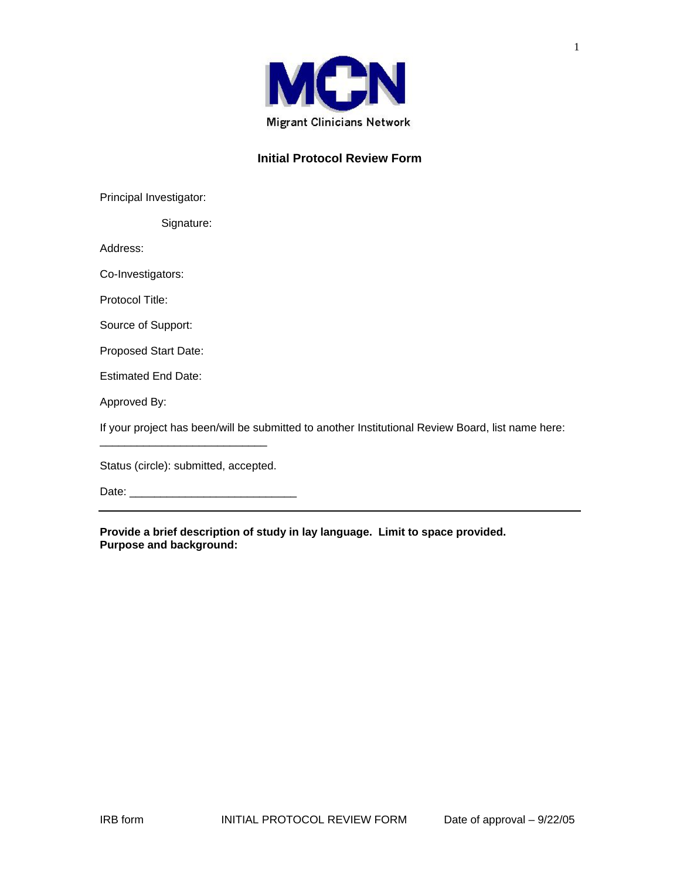Migrant Clinicians Network

## Initial Protocol Review Form

Principal Investigator:

Signature:

Address:

Co-Investigators:

Protocol Title:

Source of Support:

Proposed Start Date:

Estimated End Date:

Approved By:

If your project has been/will be submitted to another Institutional Review Board, list name here: ___________________________

Status (circle): submitted, accepted.

Date: ___________________________

---

**Provide a brief description of study in lay language. Limit to space provided.**
**Purpose and background:**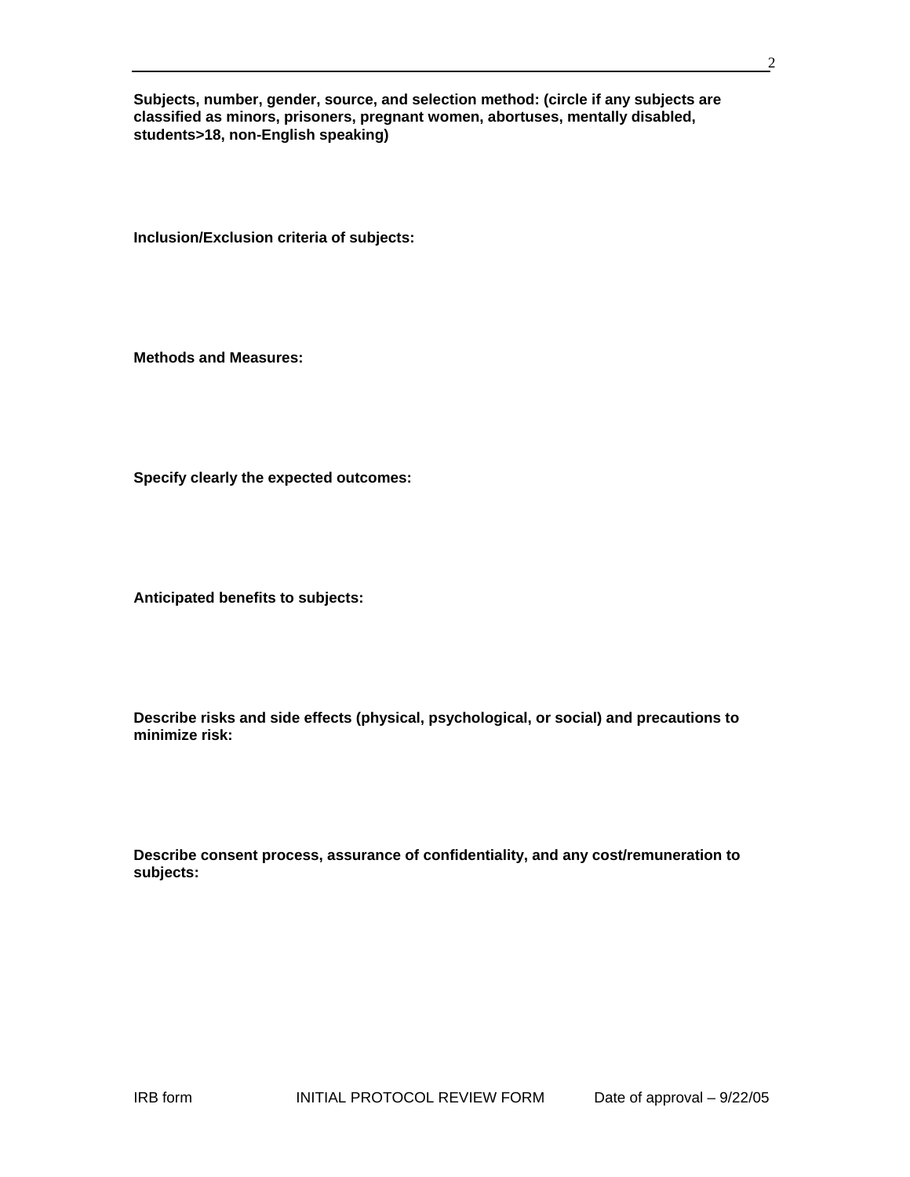**Subjects, number, gender, source, and selection method: (circle if any subjects are classified as minors, prisoners, pregnant women, abortuses, mentally disabled, students>18, non-English speaking)**

**Inclusion/Exclusion criteria of subjects:**

**Methods and Measures:**

**Specify clearly the expected outcomes:**

**Anticipated benefits to subjects:**

**Describe risks and side effects (physical, psychological, or social) and precautions to minimize risk:**

**Describe consent process, assurance of confidentiality, and any cost/remuneration to subjects:**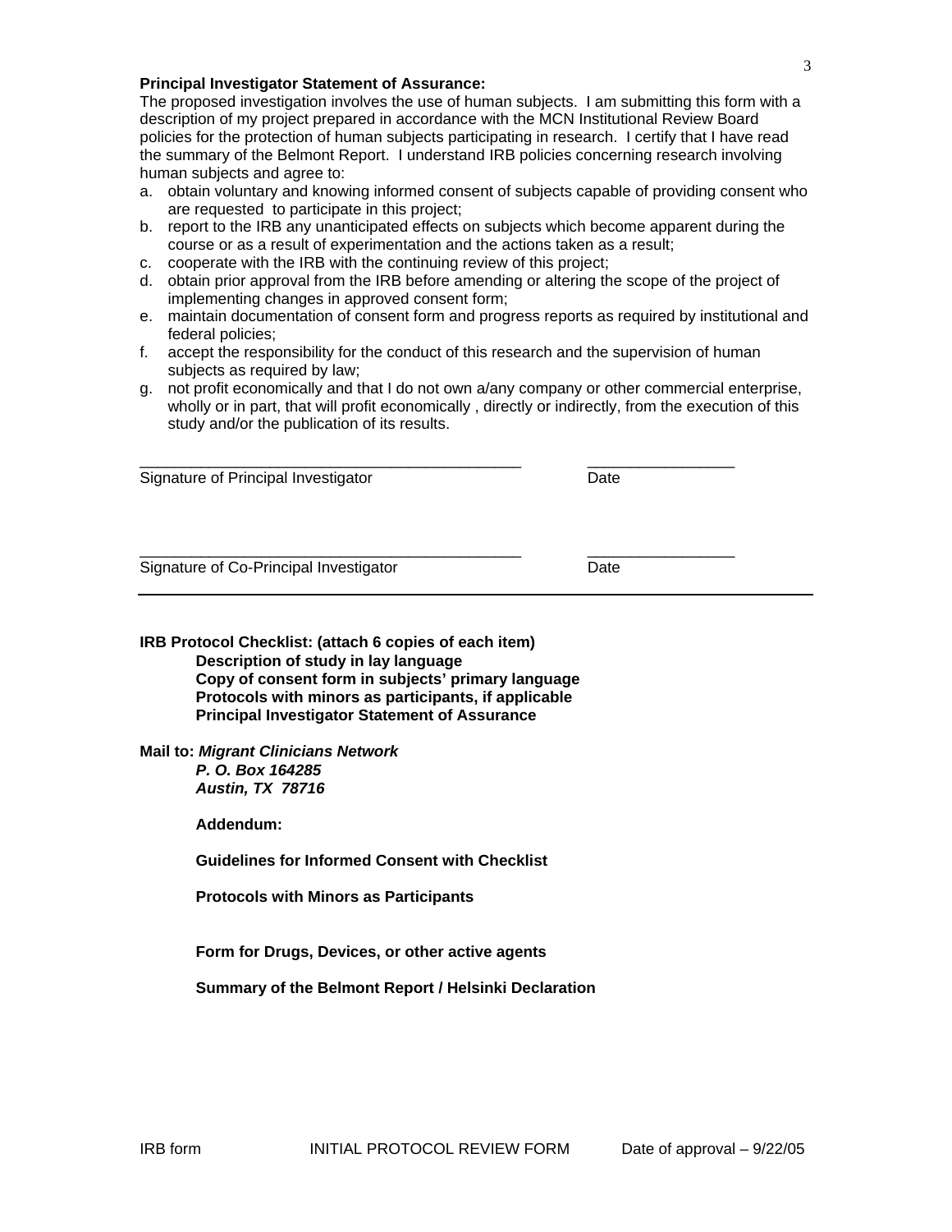**Principal Investigator Statement of Assurance:**

The proposed investigation involves the use of human subjects. I am submitting this form with a description of my project prepared in accordance with the MCN Institutional Review Board policies for the protection of human subjects participating in research. I certify that I have read the summary of the Belmont Report. I understand IRB policies concerning research involving human subjects and agree to:

a. obtain voluntary and knowing informed consent of subjects capable of providing consent who are requested to participate in this project;
b. report to the IRB any unanticipated effects on subjects which become apparent during the course or as a result of experimentation and the actions taken as a result;
c. cooperate with the IRB with the continuing review of this project;
d. obtain prior approval from the IRB before amending or altering the scope of the project of implementing changes in approved consent form;
e. maintain documentation of consent form and progress reports as required by institutional and federal policies;
f. accept the responsibility for the conduct of this research and the supervision of human subjects as required by law;
g. not profit economically and that I do not own a/any company or other commercial enterprise, wholly or in part, that will profit economically , directly or indirectly, from the execution of this study and/or the publication of its results.

_____________________________________________ _________________
Signature of Principal Investigator Date

_____________________________________________ _________________
Signature of Co-Principal Investigator Date

---

**IRB Protocol Checklist: (attach 6 copies of each item)**

**Description of study in lay language**
**Copy of consent form in subjects' primary language**
**Protocols with minors as participants, if applicable**
**Principal Investigator Statement of Assurance**

**Mail to:** ***Migrant Clinicians Network***
***P. O. Box 164285***
***Austin, TX 78716***

**Addendum:**

**Guidelines for Informed Consent with Checklist**

**Protocols with Minors as Participants**

**Form for Drugs, Devices, or other active agents**

**Summary of the Belmont Report / Helsinki Declaration**

IRB form INITIAL PROTOCOL REVIEW FORM Date of approval – 9/22/05